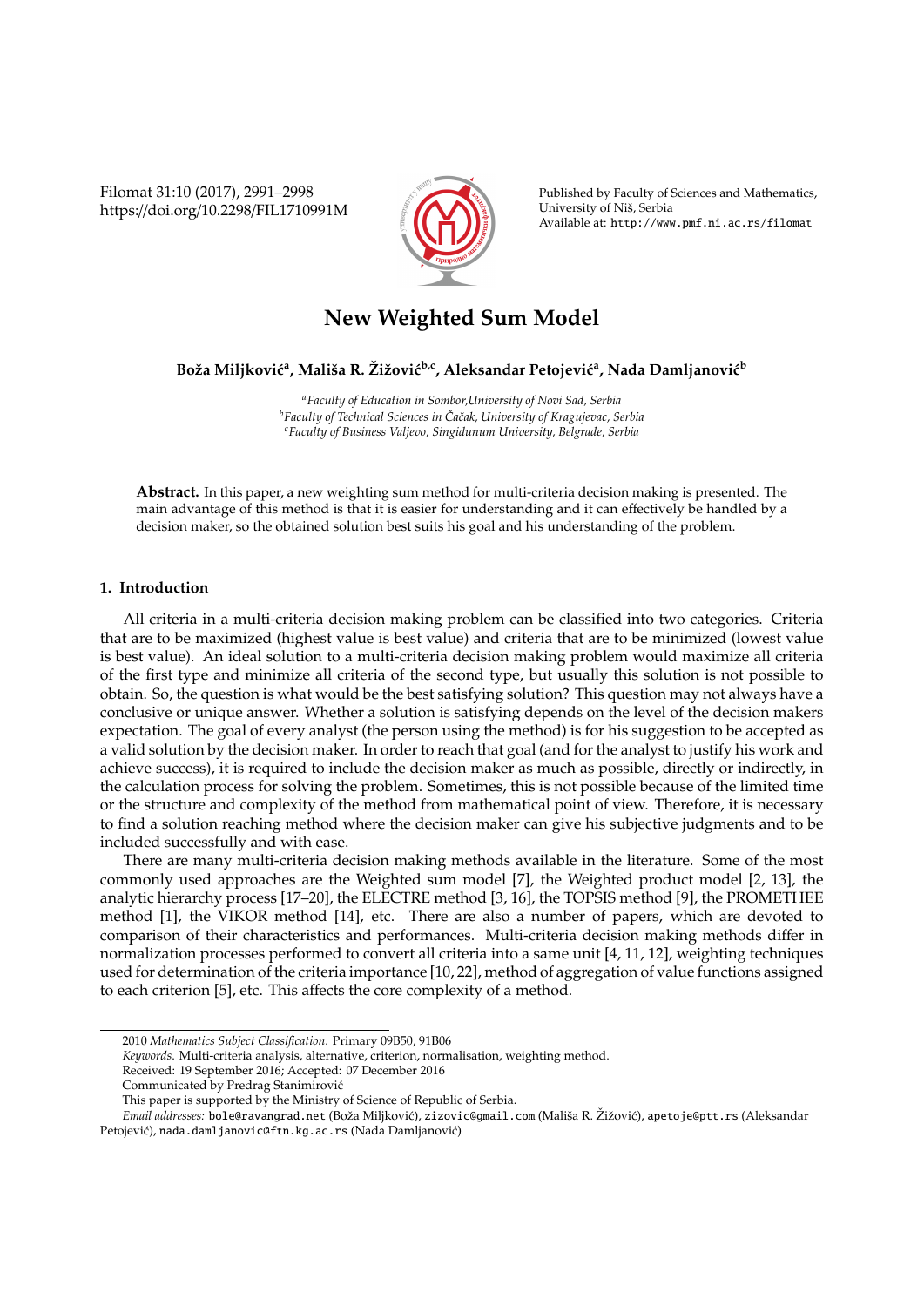# New Weighted Sum Model

**Boža Miljković[a], Mališa R. Žižović[b,c], Aleksandar Petojević[a], Nada Damljanović[b]**

[a] *Faculty of Education in Sombor, University of Novi Sad, Serbia*
[b] *Faculty of Technical Sciences in Čačak, University of Kragujevac, Serbia*
[c] *Faculty of Business Valjevo, Singidunum University, Belgrade, Serbia*

**Abstract.** In this paper, a new weighting sum method for multi-criteria decision making is presented. The main advantage of this method is that it is easier for understanding and it can effectively be handled by a decision maker, so the obtained solution best suits his goal and his understanding of the problem.

## 1. Introduction

All criteria in a multi-criteria decision making problem can be classified into two categories. Criteria that are to be maximized (highest value is best value) and criteria that are to be minimized (lowest value is best value). An ideal solution to a multi-criteria decision making problem would maximize all criteria of the first type and minimize all criteria of the second type, but usually this solution is not possible to obtain. So, the question is what would be the best satisfying solution? This question may not always have a conclusive or unique answer. Whether a solution is satisfying depends on the level of the decision makers expectation. The goal of every analyst (the person using the method) is for his suggestion to be accepted as a valid solution by the decision maker. In order to reach that goal (and for the analyst to justify his work and achieve success), it is required to include the decision maker as much as possible, directly or indirectly, in the calculation process for solving the problem. Sometimes, this is not possible because of the limited time or the structure and complexity of the method from mathematical point of view. Therefore, it is necessary to find a solution reaching method where the decision maker can give his subjective judgments and to be included successfully and with ease.

There are many multi-criteria decision making methods available in the literature. Some of the most commonly used approaches are the Weighted sum model [7], the Weighted product model [2, 13], the analytic hierarchy process [17–20], the ELECTRE method [3, 16], the TOPSIS method [9], the PROMETHEE method [1], the VIKOR method [14], etc. There are also a number of papers, which are devoted to comparison of their characteristics and performances. Multi-criteria decision making methods differ in normalization processes performed to convert all criteria into a same unit [4, 11, 12], weighting techniques used for determination of the criteria importance [10, 22], method of aggregation of value functions assigned to each criterion [5], etc. This affects the core complexity of a method.

---

2010 *Mathematics Subject Classification*. Primary 09B50, 91B06

*Keywords*. Multi-criteria analysis, alternative, criterion, normalisation, weighting method.

Received: 19 September 2016; Accepted: 07 December 2016

Communicated by Predrag Stanimirović

This paper is supported by the Ministry of Science of Republic of Serbia.

*Email addresses:* bole@ravangrad.net (Boža Miljković), zizovic@gmail.com (Mališa R. Žižović), apetoje@ptt.rs (Aleksandar Petojević), nada.damljanovic@ftn.kg.ac.rs (Nada Damljanović)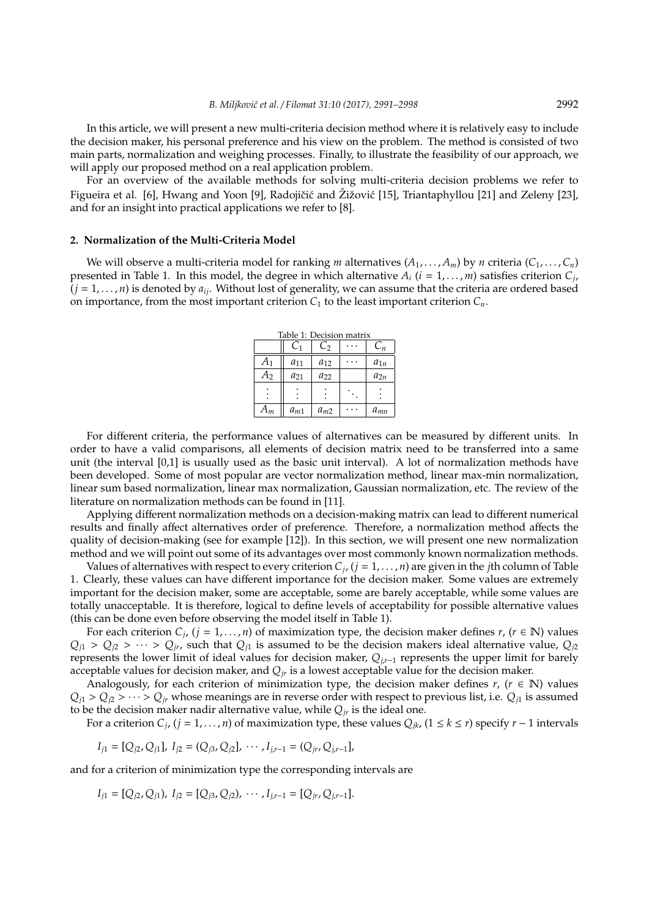In this article, we will present a new multi-criteria decision method where it is relatively easy to include the decision maker, his personal preference and his view on the problem. The method is consisted of two main parts, normalization and weighing processes. Finally, to illustrate the feasibility of our approach, we will apply our proposed method on a real application problem.

For an overview of the available methods for solving multi-criteria decision problems we refer to Figueira et al. [6], Hwang and Yoon [9], Radojičić and Žižović [15], Triantaphyllou [21] and Zeleny [23], and for an insight into practical applications we refer to [8].

## 2. Normalization of the Multi-Criteria Model

We will observe a multi-criteria model for ranking $m$ alternatives $(A_1, \dots, A_m)$ by $n$ criteria $(C_1, \dots, C_n)$ presented in Table 1. In this model, the degree in which alternative $A_i$ $(i = 1, \dots, m)$ satisfies criterion $C_j$, $(j = 1, \dots, n)$ is denoted by $a_{ij}$. Without lost of generality, we can assume that the criteria are ordered based on importance, from the most important criterion $C_1$ to the least important criterion $C_n$.

Table 1: Decision matrix

| | $C_1$ | $C_2$ | $\cdots$ | $C_n$ |
|---|---|---|---|---|
| $A_1$ | $a_{11}$ | $a_{12}$ | $\cdots$ | $a_{1n}$ |
| $A_2$ | $a_{21}$ | $a_{22}$ | | $a_{2n}$ |
| $\vdots$ | $\vdots$ | $\vdots$ | $\ddots$ | $\vdots$ |
| $A_m$ | $a_{m1}$ | $a_{m2}$ | $\cdots$ | $a_{mn}$ |

For different criteria, the performance values of alternatives can be measured by different units. In order to have a valid comparisons, all elements of decision matrix need to be transferred into a same unit (the interval [0,1] is usually used as the basic unit interval). A lot of normalization methods have been developed. Some of most popular are vector normalization method, linear max-min normalization, linear sum based normalization, linear max normalization, Gaussian normalization, etc. The review of the literature on normalization methods can be found in [11].

Applying different normalization methods on a decision-making matrix can lead to different numerical results and finally affect alternatives order of preference. Therefore, a normalization method affects the quality of decision-making (see for example [12]). In this section, we will present one new normalization method and we will point out some of its advantages over most commonly known normalization methods.

Values of alternatives with respect to every criterion $C_j$, $(j = 1, \dots, n)$ are given in the $j$th column of Table 1. Clearly, these values can have different importance for the decision maker. Some values are extremely important for the decision maker, some are acceptable, some are barely acceptable, while some values are totally unacceptable. It is therefore, logical to define levels of acceptability for possible alternative values (this can be done even before observing the model itself in Table 1).

For each criterion $C_j$, $(j = 1, \dots, n)$ of maximization type, the decision maker defines $r$, $(r \in \mathbb{N})$ values $Q_{j1} > Q_{j2} > \cdots > Q_{jr}$, such that $Q_{j1}$ is assumed to be the decision makers ideal alternative value, $Q_{j2}$ represents the lower limit of ideal values for decision maker, $Q_{j,r-1}$ represents the upper limit for barely acceptable values for decision maker, and $Q_{jr}$ is a lowest acceptable value for the decision maker.

Analogously, for each criterion of minimization type, the decision maker defines $r$, $(r \in \mathbb{N})$ values $Q_{j1} > Q_{j2} > \cdots > Q_{jr}$ whose meanings are in reverse order with respect to previous list, i.e. $Q_{j1}$ is assumed to be the decision maker nadir alternative value, while $Q_{jr}$ is the ideal one.

For a criterion $C_j$, $(j = 1, \dots, n)$ of maximization type, these values $Q_{jk}$, $(1 \le k \le r)$ specify $r - 1$ intervals

$$I_{j1} = [Q_{j2}, Q_{j1}],\ I_{j2} = (Q_{j3}, Q_{j2}],\ \cdots, I_{j,r-1} = (Q_{jr}, Q_{j,r-1}],$$

and for a criterion of minimization type the corresponding intervals are

$$I_{j1} = [Q_{j2}, Q_{j1}),\ I_{j2} = [Q_{j3}, Q_{j2}),\ \cdots, I_{j,r-1} = [Q_{jr}, Q_{j,r-1}].$$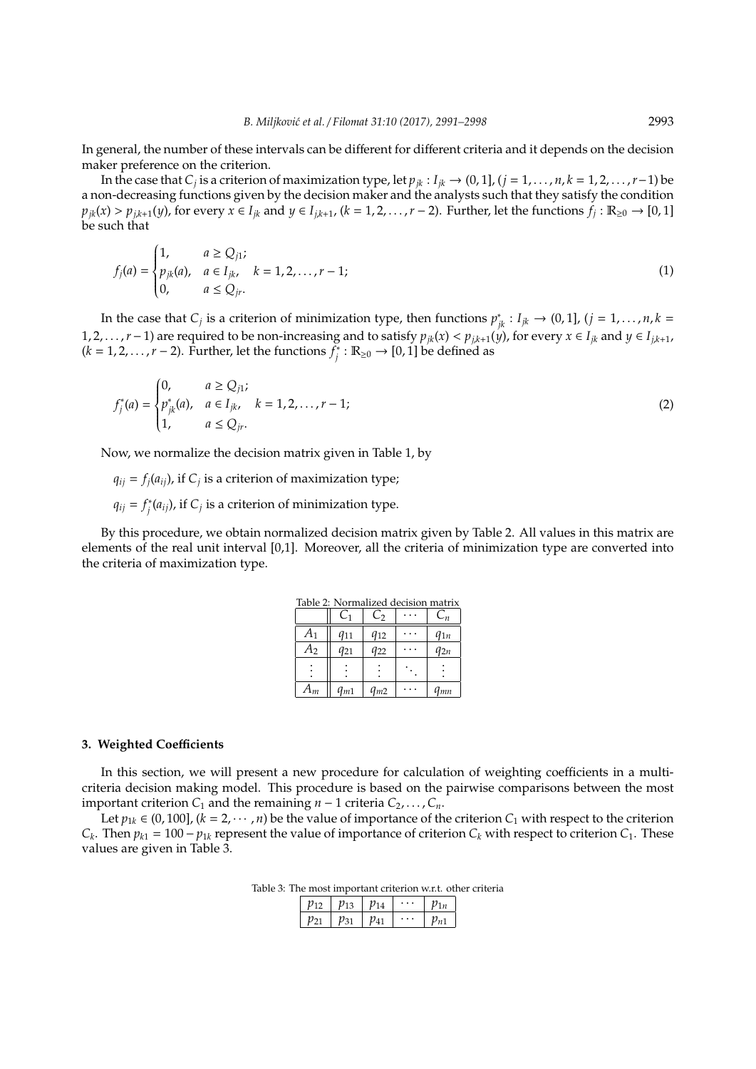In general, the number of these intervals can be different for different criteria and it depends on the decision maker preference on the criterion.

In the case that $C_j$ is a criterion of maximization type, let $p_{jk} : I_{jk} \to (0, 1]$, $(j = 1, \dots, n, k = 1, 2, \dots, r-1)$ be a non-decreasing functions given by the decision maker and the analysts such that they satisfy the condition $p_{jk}(x) > p_{j,k+1}(y)$, for every $x \in I_{jk}$ and $y \in I_{j,k+1}$, $(k = 1, 2, \dots, r-2)$. Further, let the functions $f_j : \mathbb{R}_{\geq 0} \to [0, 1]$ be such that

$$f_j(a) = \begin{cases} 1, & a \geq Q_{j1}; \\ p_{jk}(a), & a \in I_{jk}, \quad k = 1, 2, \dots, r-1; \\ 0, & a \leq Q_{jr}. \end{cases} \tag{1}$$

In the case that $C_j$ is a criterion of minimization type, then functions $p^*_{jk} : I_{jk} \to (0, 1]$, $(j = 1, \dots, n, k = 1, 2, \dots, r-1)$ are required to be non-increasing and to satisfy $p_{jk}(x) < p_{j,k+1}(y)$, for every $x \in I_{jk}$ and $y \in I_{j,k+1}$, $(k = 1, 2, \dots, r-2)$. Further, let the functions $f^*_j : \mathbb{R}_{\geq 0} \to [0, 1]$ be defined as

$$f^*_j(a) = \begin{cases} 0, & a \geq Q_{j1}; \\ p^*_{jk}(a), & a \in I_{jk}, \quad k = 1, 2, \dots, r-1; \\ 1, & a \leq Q_{jr}. \end{cases} \tag{2}$$

Now, we normalize the decision matrix given in Table 1, by

$q_{ij} = f_j(a_{ij})$, if $C_j$ is a criterion of maximization type;

$q_{ij} = f^*_j(a_{ij})$, if $C_j$ is a criterion of minimization type.

By this procedure, we obtain normalized decision matrix given by Table 2. All values in this matrix are elements of the real unit interval [0,1]. Moreover, all the criteria of minimization type are converted into the criteria of maximization type.

Table 2: Normalized decision matrix

| | $C_1$ | $C_2$ | $\cdots$ | $C_n$ |
|---|---|---|---|---|
| $A_1$ | $q_{11}$ | $q_{12}$ | $\cdots$ | $q_{1n}$ |
| $A_2$ | $q_{21}$ | $q_{22}$ | $\cdots$ | $q_{2n}$ |
| $\vdots$ | $\vdots$ | $\vdots$ | $\ddots$ | $\vdots$ |
| $A_m$ | $q_{m1}$ | $q_{m2}$ | $\cdots$ | $q_{mn}$ |

## 3. Weighted Coefficients

In this section, we will present a new procedure for calculation of weighting coefficients in a multi-criteria decision making model. This procedure is based on the pairwise comparisons between the most important criterion $C_1$ and the remaining $n-1$ criteria $C_2, \dots, C_n$.

Let $p_{1k} \in (0, 100]$, $(k = 2, \cdots, n)$ be the value of importance of the criterion $C_1$ with respect to the criterion $C_k$. Then $p_{k1} = 100 - p_{1k}$ represent the value of importance of criterion $C_k$ with respect to criterion $C_1$. These values are given in Table 3.

Table 3: The most important criterion w.r.t. other criteria

| $p_{12}$ | $p_{13}$ | $p_{14}$ | $\cdots$ | $p_{1n}$ |
|---|---|---|---|---|
| $p_{21}$ | $p_{31}$ | $p_{41}$ | $\cdots$ | $p_{n1}$ |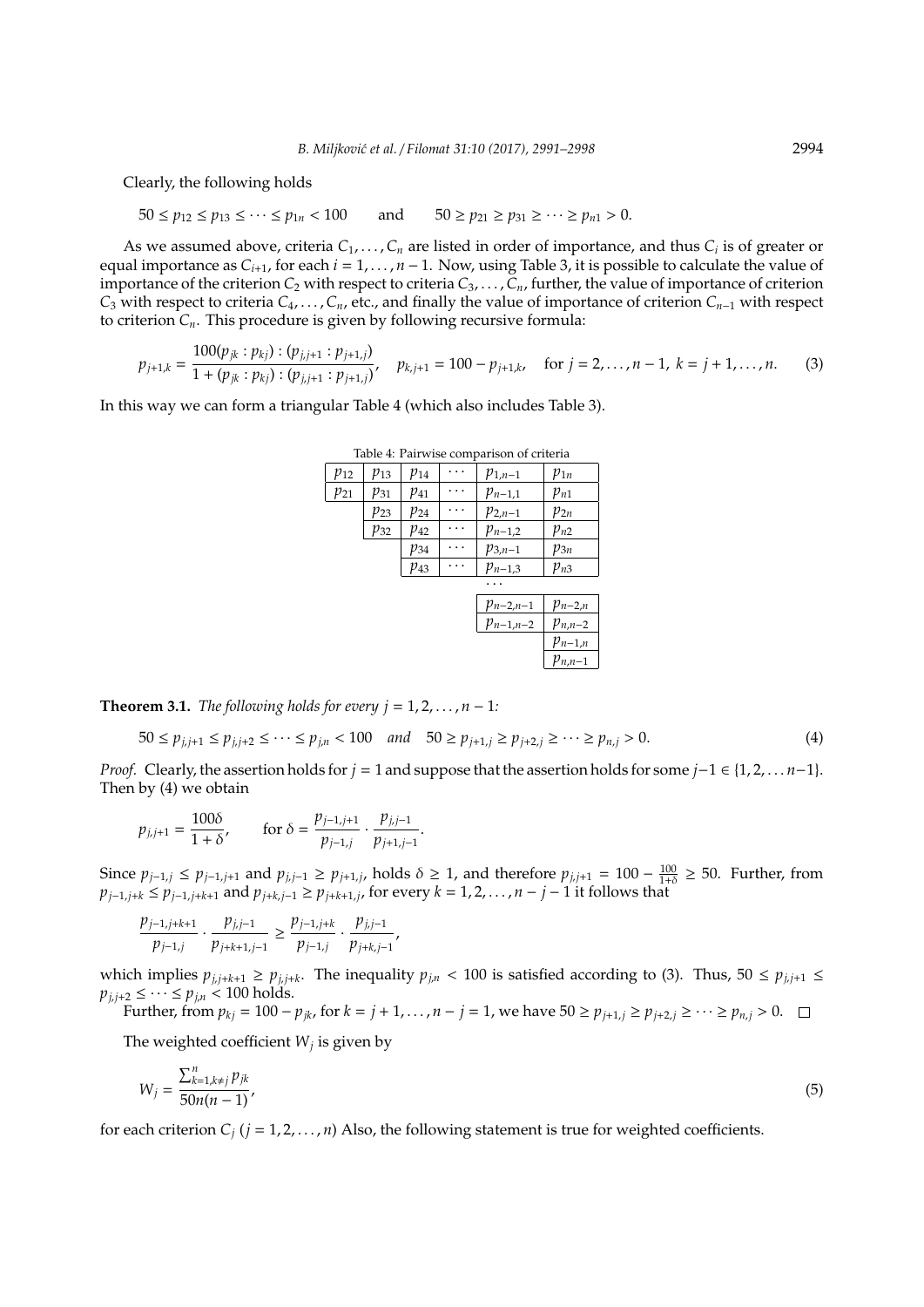Clearly, the following holds

$$50 \leq p_{12} \leq p_{13} \leq \cdots \leq p_{1n} < 100 \qquad \text{and} \qquad 50 \geq p_{21} \geq p_{31} \geq \cdots \geq p_{n1} > 0.$$

As we assumed above, criteria $C_1, \ldots, C_n$ are listed in order of importance, and thus $C_i$ is of greater or equal importance as $C_{i+1}$, for each $i = 1, \ldots, n-1$. Now, using Table 3, it is possible to calculate the value of importance of the criterion $C_2$ with respect to criteria $C_3, \ldots, C_n$, further, the value of importance of criterion $C_3$ with respect to criteria $C_4, \ldots, C_n$, etc., and finally the value of importance of criterion $C_{n-1}$ with respect to criterion $C_n$. This procedure is given by following recursive formula:

$$p_{j+1,k} = \frac{100(p_{jk} : p_{kj}) : (p_{j,j+1} : p_{j+1,j})}{1 + (p_{jk} : p_{kj}) : (p_{j,j+1} : p_{j+1,j})}, \quad p_{k,j+1} = 100 - p_{j+1,k}, \quad \text{for } j = 2, \ldots, n-1,\ k = j+1, \ldots, n. \tag{3}$$

In this way we can form a triangular Table 4 (which also includes Table 3).

Table 4: Pairwise comparison of criteria

| | | | | | |
|---|---|---|---|---|---|
| $p_{12}$ | $p_{13}$ | $p_{14}$ | $\cdots$ | $p_{1,n-1}$ | $p_{1n}$ |
| $p_{21}$ | $p_{31}$ | $p_{41}$ | $\cdots$ | $p_{n-1,1}$ | $p_{n1}$ |
| | $p_{23}$ | $p_{24}$ | $\cdots$ | $p_{2,n-1}$ | $p_{2n}$ |
| | $p_{32}$ | $p_{42}$ | $\cdots$ | $p_{n-1,2}$ | $p_{n2}$ |
| | | $p_{34}$ | $\cdots$ | $p_{3,n-1}$ | $p_{3n}$ |
| | | $p_{43}$ | $\cdots$ | $p_{n-1,3}$ | $p_{n3}$ |
| | | | | $\cdots$ | |
| | | | | $p_{n-2,n-1}$ | $p_{n-2,n}$ |
| | | | | $p_{n-1,n-2}$ | $p_{n,n-2}$ |
| | | | | | $p_{n-1,n}$ |
| | | | | | $p_{n,n-1}$ |

**Theorem 3.1.** *The following holds for every $j = 1, 2, \ldots, n-1$:*

$$50 \leq p_{j,j+1} \leq p_{j,j+2} \leq \cdots \leq p_{j,n} < 100 \quad \text{and} \quad 50 \geq p_{j+1,j} \geq p_{j+2,j} \geq \cdots \geq p_{n,j} > 0. \tag{4}$$

*Proof.* Clearly, the assertion holds for $j = 1$ and suppose that the assertion holds for some $j-1 \in \{1, 2, \ldots n-1\}$. Then by (4) we obtain

$$p_{j,j+1} = \frac{100\delta}{1+\delta}, \qquad \text{for } \delta = \frac{p_{j-1,j+1}}{p_{j-1,j}} \cdot \frac{p_{j,j-1}}{p_{j+1,j-1}}.$$

Since $p_{j-1,j} \leq p_{j-1,j+1}$ and $p_{j,j-1} \geq p_{j+1,j}$, holds $\delta \geq 1$, and therefore $p_{j,j+1} = 100 - \frac{100}{1+\delta} \geq 50$. Further, from $p_{j-1,j+k} \leq p_{j-1,j+k+1}$ and $p_{j+k,j-1} \geq p_{j+k+1,j}$, for every $k = 1, 2, \ldots, n-j-1$ it follows that

$$\frac{p_{j-1,j+k+1}}{p_{j-1,j}} \cdot \frac{p_{j,j-1}}{p_{j+k+1,j-1}} \geq \frac{p_{j-1,j+k}}{p_{j-1,j}} \cdot \frac{p_{j,j-1}}{p_{j+k,j-1}},$$

which implies $p_{j,j+k+1} \geq p_{j,j+k}$. The inequality $p_{j,n} < 100$ is satisfied according to (3). Thus, $50 \leq p_{j,j+1} \leq p_{j,j+2} \leq \cdots \leq p_{j,n} < 100$ holds.

Further, from $p_{kj} = 100 - p_{jk}$, for $k = j+1, \ldots, n-j = 1$, we have $50 \geq p_{j+1,j} \geq p_{j+2,j} \geq \cdots \geq p_{n,j} > 0$. $\square$

The weighted coefficient $W_j$ is given by

$$W_j = \frac{\sum_{k=1, k \neq j}^{n} p_{jk}}{50n(n-1)}, \tag{5}$$

for each criterion $C_j$ ($j = 1, 2, \ldots, n$) Also, the following statement is true for weighted coefficients.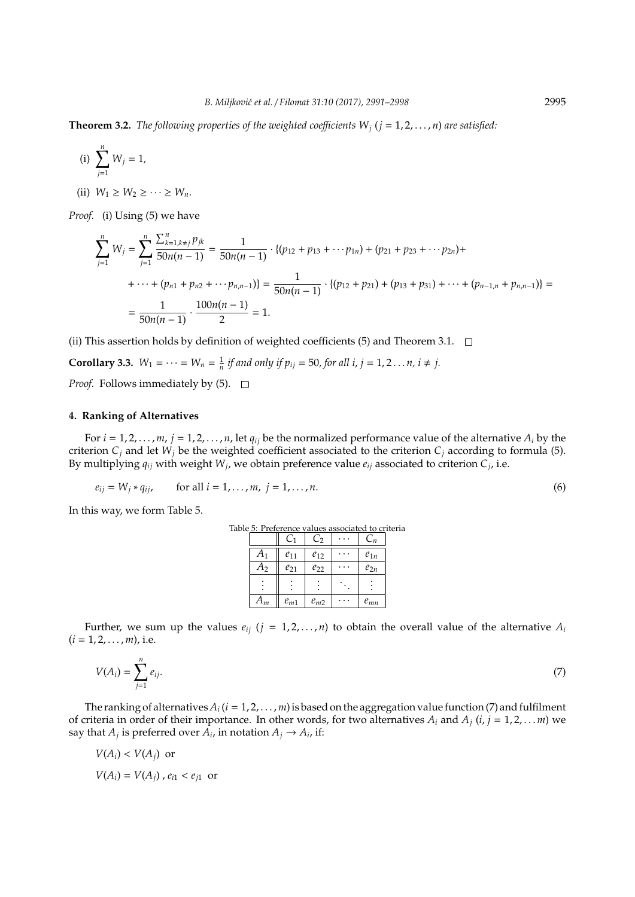**Theorem 3.2.** *The following properties of the weighted coefficients $W_j$ $(j = 1, 2, \ldots, n)$ are satisfied:*

(i) $\sum_{j=1}^{n} W_j = 1$,

(ii) $W_1 \geq W_2 \geq \cdots \geq W_n$.

*Proof.* (i) Using (5) we have

$$\sum_{j=1}^{n} W_j = \sum_{j=1}^{n} \frac{\sum_{k=1,k\neq j}^{n} p_{jk}}{50n(n-1)} = \frac{1}{50n(n-1)} \cdot \{(p_{12} + p_{13} + \cdots p_{1n}) + (p_{21} + p_{23} + \cdots p_{2n}) +$$

$$+ \cdots + (p_{n1} + p_{n2} + \cdots p_{n,n-1})\} = \frac{1}{50n(n-1)} \cdot \{(p_{12} + p_{21}) + (p_{13} + p_{31}) + \cdots + (p_{n-1,n} + p_{n,n-1})\} =$$

$$= \frac{1}{50n(n-1)} \cdot \frac{100n(n-1)}{2} = 1.$$

(ii) This assertion holds by definition of weighted coefficients (5) and Theorem 3.1. □

**Corollary 3.3.** $W_1 = \cdots = W_n = \frac{1}{n}$ *if and only if* $p_{ij} = 50$*, for all* $i, j = 1, 2 \ldots n$*,* $i \neq j$*.*

*Proof.* Follows immediately by (5). □

## 4. Ranking of Alternatives

For $i = 1, 2, \ldots, m$, $j = 1, 2, \ldots, n$, let $q_{ij}$ be the normalized performance value of the alternative $A_i$ by the criterion $C_j$ and let $W_j$ be the weighted coefficient associated to the criterion $C_j$ according to formula (5). By multiplying $q_{ij}$ with weight $W_j$, we obtain preference value $e_{ij}$ associated to criterion $C_j$, i.e.

$$e_{ij} = W_j * q_{ij}, \qquad \text{for all } i = 1, \ldots, m, \ j = 1, \ldots, n. \tag{6}$$

In this way, we form Table 5.

Table 5: Preference values associated to criteria

| | $C_1$ | $C_2$ | $\cdots$ | $C_n$ |
|---|---|---|---|---|
| $A_1$ | $e_{11}$ | $e_{12}$ | $\cdots$ | $e_{1n}$ |
| $A_2$ | $e_{21}$ | $e_{22}$ | $\cdots$ | $e_{2n}$ |
| $\vdots$ | $\vdots$ | $\vdots$ | $\ddots$ | $\vdots$ |
| $A_m$ | $e_{m1}$ | $e_{m2}$ | $\cdots$ | $e_{mn}$ |

Further, we sum up the values $e_{ij}$ $(j = 1, 2, \ldots, n)$ to obtain the overall value of the alternative $A_i$ $(i = 1, 2, \ldots, m)$, i.e.

$$V(A_i) = \sum_{j=1}^{n} e_{ij}. \tag{7}$$

The ranking of alternatives $A_i$ $(i = 1, 2, \ldots, m)$ is based on the aggregation value function (7) and fulfilment of criteria in order of their importance. In other words, for two alternatives $A_i$ and $A_j$ $(i, j = 1, 2, \ldots m)$ we say that $A_j$ is preferred over $A_i$, in notation $A_j \to A_i$, if:

$V(A_i) < V(A_j)$ or

$V(A_i) = V(A_j)$ , $e_{i1} < e_{j1}$ or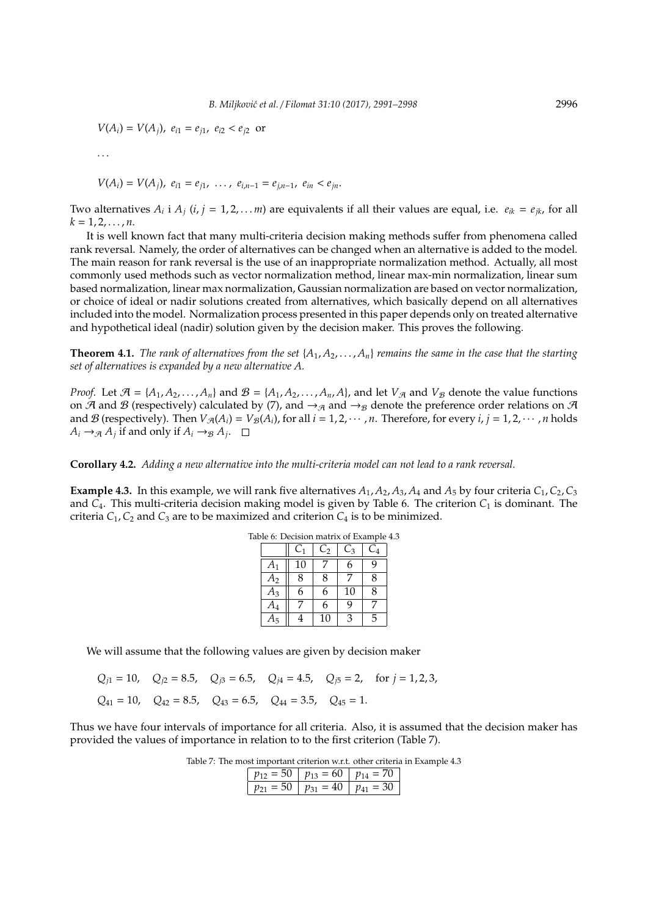$V(A_i) = V(A_j),\ e_{i1} = e_{j1},\ e_{i2} < e_{j2}$ or

...

$V(A_i) = V(A_j),\ e_{i1} = e_{j1},\ \ldots,\ e_{i,n-1} = e_{j,n-1},\ e_{in} < e_{jn}.$

Two alternatives $A_i$ i $A_j$ $(i, j = 1, 2, \ldots m)$ are equivalents if all their values are equal, i.e. $e_{ik} = e_{jk}$, for all $k = 1, 2, \ldots, n$.

It is well known fact that many multi-criteria decision making methods suffer from phenomena called rank reversal. Namely, the order of alternatives can be changed when an alternative is added to the model. The main reason for rank reversal is the use of an inappropriate normalization method. Actually, all most commonly used methods such as vector normalization method, linear max-min normalization, linear sum based normalization, linear max normalization, Gaussian normalization are based on vector normalization, or choice of ideal or nadir solutions created from alternatives, which basically depend on all alternatives included into the model. Normalization process presented in this paper depends only on treated alternative and hypothetical ideal (nadir) solution given by the decision maker. This proves the following.

**Theorem 4.1.** *The rank of alternatives from the set $\{A_1, A_2, \ldots, A_n\}$ remains the same in the case that the starting set of alternatives is expanded by a new alternative $A$.*

*Proof.* Let $\mathcal{A} = \{A_1, A_2, \ldots, A_n\}$ and $\mathcal{B} = \{A_1, A_2, \ldots, A_n, A\}$, and let $V_{\mathcal{A}}$ and $V_{\mathcal{B}}$ denote the value functions on $\mathcal{A}$ and $\mathcal{B}$ (respectively) calculated by (7), and $\rightarrow_{\mathcal{A}}$ and $\rightarrow_{\mathcal{B}}$ denote the preference order relations on $\mathcal{A}$ and $\mathcal{B}$ (respectively). Then $V_{\mathcal{A}}(A_i) = V_{\mathcal{B}}(A_i)$, for all $i = 1, 2, \cdots, n$. Therefore, for every $i, j = 1, 2, \cdots, n$ holds $A_i \rightarrow_{\mathcal{A}} A_j$ if and only if $A_i \rightarrow_{\mathcal{B}} A_j$. □

**Corollary 4.2.** *Adding a new alternative into the multi-criteria model can not lead to a rank reversal.*

**Example 4.3.** In this example, we will rank five alternatives $A_1, A_2, A_3, A_4$ and $A_5$ by four criteria $C_1, C_2, C_3$ and $C_4$. This multi-criteria decision making model is given by Table 6. The criterion $C_1$ is dominant. The criteria $C_1, C_2$ and $C_3$ are to be maximized and criterion $C_4$ is to be minimized.

Table 6: Decision matrix of Example 4.3

| | $C_1$ | $C_2$ | $C_3$ | $C_4$ |
|---|---|---|---|---|
| $A_1$ | 10 | 7 | 6 | 9 |
| $A_2$ | 8 | 8 | 7 | 8 |
| $A_3$ | 6 | 6 | 10 | 8 |
| $A_4$ | 7 | 6 | 9 | 7 |
| $A_5$ | 4 | 10 | 3 | 5 |

We will assume that the following values are given by decision maker

$$Q_{j1} = 10, \quad Q_{j2} = 8.5, \quad Q_{j3} = 6.5, \quad Q_{j4} = 4.5, \quad Q_{j5} = 2, \quad \text{for } j = 1, 2, 3,$$

$$Q_{41} = 10, \quad Q_{42} = 8.5, \quad Q_{43} = 6.5, \quad Q_{44} = 3.5, \quad Q_{45} = 1.$$

Thus we have four intervals of importance for all criteria. Also, it is assumed that the decision maker has provided the values of importance in relation to to the first criterion (Table 7).

Table 7: The most important criterion w.r.t. other criteria in Example 4.3

| $p_{12} = 50$ | $p_{13} = 60$ | $p_{14} = 70$ |
|---|---|---|
| $p_{21} = 50$ | $p_{31} = 40$ | $p_{41} = 30$ |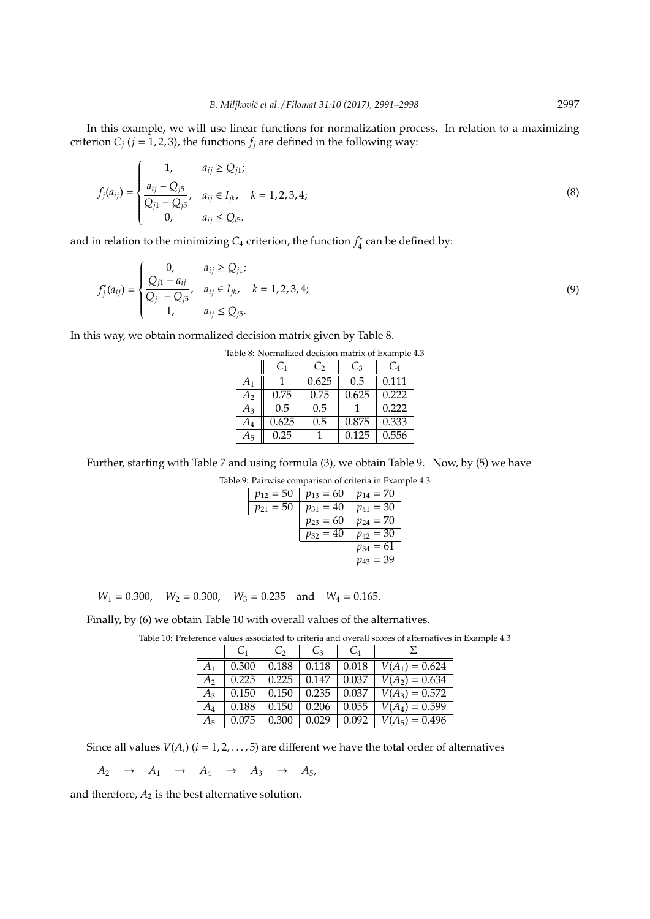In this example, we will use linear functions for normalization process. In relation to a maximizing criterion $C_j$ ($j = 1, 2, 3$), the functions $f_j$ are defined in the following way:

$$f_j(a_{ij}) = \begin{cases} 1, & a_{ij} \geq Q_{j1}; \\ \dfrac{a_{ij} - Q_{j5}}{Q_{j1} - Q_{j5}}, & a_{ij} \in I_{jk}, \quad k = 1, 2, 3, 4; \\ 0, & a_{ij} \leq Q_{j5}. \end{cases} \tag{8}$$

and in relation to the minimizing $C_4$ criterion, the function $f_4^*$ can be defined by:

$$f_j^*(a_{ij}) = \begin{cases} 0, & a_{ij} \geq Q_{j1}; \\ \dfrac{Q_{j1} - a_{ij}}{Q_{j1} - Q_{j5}}, & a_{ij} \in I_{jk}, \quad k = 1, 2, 3, 4; \\ 1, & a_{ij} \leq Q_{j5}. \end{cases} \tag{9}$$

In this way, we obtain normalized decision matrix given by Table 8.

Table 8: Normalized decision matrix of Example 4.3

| | $C_1$ | $C_2$ | $C_3$ | $C_4$ |
|---|---|---|---|---|
| $A_1$ | 1 | 0.625 | 0.5 | 0.111 |
| $A_2$ | 0.75 | 0.75 | 0.625 | 0.222 |
| $A_3$ | 0.5 | 0.5 | 1 | 0.222 |
| $A_4$ | 0.625 | 0.5 | 0.875 | 0.333 |
| $A_5$ | 0.25 | 1 | 0.125 | 0.556 |

Further, starting with Table 7 and using formula (3), we obtain Table 9. Now, by (5) we have

Table 9: Pairwise comparison of criteria in Example 4.3

| | | |
|---|---|---|
| $p_{12} = 50$ | $p_{13} = 60$ | $p_{14} = 70$ |
| $p_{21} = 50$ | $p_{31} = 40$ | $p_{41} = 30$ |
| | $p_{23} = 60$ | $p_{24} = 70$ |
| | $p_{32} = 40$ | $p_{42} = 30$ |
| | | $p_{34} = 61$ |
| | | $p_{43} = 39$ |

$$W_1 = 0.300, \quad W_2 = 0.300, \quad W_3 = 0.235 \quad \text{and} \quad W_4 = 0.165.$$

Finally, by (6) we obtain Table 10 with overall values of the alternatives.

Table 10: Preference values associated to criteria and overall scores of alternatives in Example 4.3

| | $C_1$ | $C_2$ | $C_3$ | $C_4$ | $\Sigma$ |
|---|---|---|---|---|---|
| $A_1$ | 0.300 | 0.188 | 0.118 | 0.018 | $V(A_1) = 0.624$ |
| $A_2$ | 0.225 | 0.225 | 0.147 | 0.037 | $V(A_2) = 0.634$ |
| $A_3$ | 0.150 | 0.150 | 0.235 | 0.037 | $V(A_3) = 0.572$ |
| $A_4$ | 0.188 | 0.150 | 0.206 | 0.055 | $V(A_4) = 0.599$ |
| $A_5$ | 0.075 | 0.300 | 0.029 | 0.092 | $V(A_5) = 0.496$ |

Since all values $V(A_i)$ ($i = 1, 2, \ldots, 5$) are different we have the total order of alternatives

$$A_2 \quad \rightarrow \quad A_1 \quad \rightarrow \quad A_4 \quad \rightarrow \quad A_3 \quad \rightarrow \quad A_5,$$

and therefore, $A_2$ is the best alternative solution.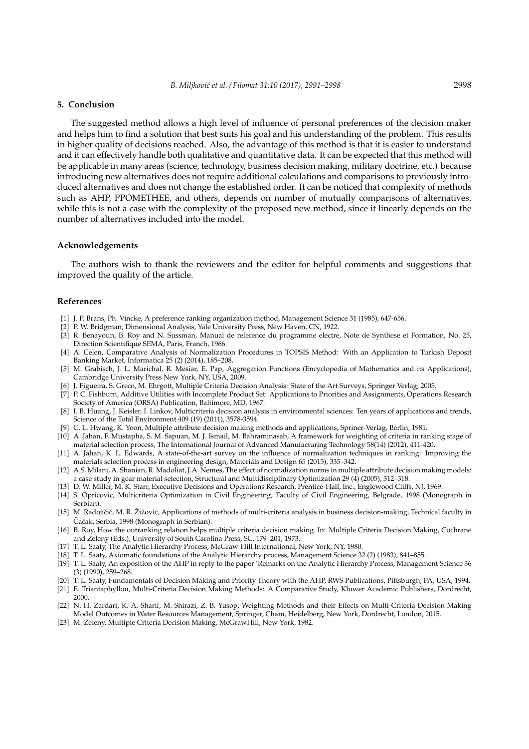## 5. Conclusion

The suggested method allows a high level of influence of personal preferences of the decision maker and helps him to find a solution that best suits his goal and his understanding of the problem. This results in higher quality of decisions reached. Also, the advantage of this method is that it is easier to understand and it can effectively handle both qualitative and quantitative data. It can be expected that this method will be applicable in many areas (science, technology, business decision making, military doctrine, etc.) because introducing new alternatives does not require additional calculations and comparisons to previously introduced alternatives and does not change the established order. It can be noticed that complexity of methods such as AHP, PPOMETHEE, and others, depends on number of mutually comparisons of alternatives, while this is not a case with the complexity of the proposed new method, since it linearly depends on the number of alternatives included into the model.

## Acknowledgements

The authors wish to thank the reviewers and the editor for helpful comments and suggestions that improved the quality of the article.

## References

[1] J. P. Brans, Ph. Vincke, A preference ranking organization method, Management Science 31 (1985), 647-656.

[2] P. W. Bridgman, Dimensional Analysis, Yale University Press, New Haven, CN, 1922.

[3] R. Benayoun, B. Roy and N. Sussman, Manual de reference du programme electre, Note de Synthese et Formation, No. 25, Direction Scientifique SEMA, Paris, Franch, 1966.

[4] A. Celen, Comparative Analysis of Normalization Procedures in TOPSIS Method: With an Application to Turkish Deposit Banking Market, Informatica 25 (2) (2014), 185–208.

[5] M. Grabisch, J. L. Marichal, R. Mesiar, E. Pap, Aggregation Functions (Encyclopedia of Mathematics and its Applications), Cambridge University Press New York, NY, USA, 2009.

[6] J. Figueira, S. Greco, M. Ehrgott, Multiple Criteria Decision Analysis: State of the Art Surveys, Springer Verlag, 2005.

[7] P. C. Fishburn, Additive Utilities with Incomplete Product Set: Applications to Priorities and Assignments, Operations Research Society of America (ORSA) Publication, Baltimore, MD, 1967.

[8] I. B. Huang, J. Keisler, I. Linkov, Multicriteria decision analysis in environmental sciences: Ten years of applications and trends, Science of the Total Environment 409 (19) (2011), 3578-3594.

[9] C. L. Hwang, K. Yoon, Multiple attribute decision making methods and applications, Spriner-Verlag, Berlin, 1981.

[10] A. Jahan, F. Mustapha, S. M. Sapuan, M. J. Ismail, M. Bahraminasab, A framework for weighting of criteria in ranking stage of material selection process, The International Journal of Advanced Manufacturing Technology 58(14) (2012), 411-420.

[11] A. Jahan, K. L. Edwards, A state-of-the-art survey on the influence of normalization techniques in ranking: Improving the materials selection process in engineering design, Materials and Design 65 (2015), 335–342.

[12] A.S. Milani, A. Shanian, R. Madoliat, J.A. Nemes, The effect of normalization norms in multiple attribute decision making models: a case study in gear material selection, Structural and Multidisciplinary Optimization 29 (4) (2005), 312–318.

[13] D. W. Miller, M. K. Starr, Executive Decisions and Operations Research, Prentice-Hall, Inc., Englewood Cliffs, NJ, 1969.

[14] S. Opricovic, Multicriteria Optimization in Civil Engineering, Faculty of Civil Engineering, Belgrade, 1998 (Monograph in Serbian).

[15] M. Radojičić, M. R. Žižović, Applications of methods of multi-criteria analysis in business decision-making, Technical faculty in Čačak, Serbia, 1998 (Monograph in Serbian).

[16] B. Roy, How the outranking relation helps multiple criteria decision making. In: Multiple Criteria Decision Making, Cochrane and Zeleny (Eds.), University of South Carolina Press, SC, 179–201, 1973.

[17] T. L. Saaty, The Analytic Hierarchy Process, McGraw-Hill International, New York, NY, 1980.

[18] T. L. Saaty, Axiomatic foundations of the Analytic Hierarchy process, Management Science 32 (2) (1983), 841–855.

[19] T. L. Saaty, An exposition of the AHP in reply to the paper 'Remarks on the Analytic Hierarchy Process, Management Science 36 (3) (1990), 259–268.

[20] T. L. Saaty, Fundamentals of Decision Making and Priority Theory with the AHP, RWS Publications, Pittsburgh, PA, USA, 1994.

[21] E. Triantaphyllou, Multi-Criteria Decision Making Methods: A Comparative Study, Kluwer Academic Publishers, Dordrecht, 2000.

[22] N. H. Zardari, K. A. Sharif, M. Shirazi, Z. B. Yusop, Weighting Methods and their Effects on Multi-Criteria Decision Making Model Outcomes in Water Resources Management, Springer, Cham, Heidelberg, New York, Dordrecht, London, 2015.

[23] M. Zeleny, Multiple Criteria Decision Making, McGrawHill, New York, 1982.